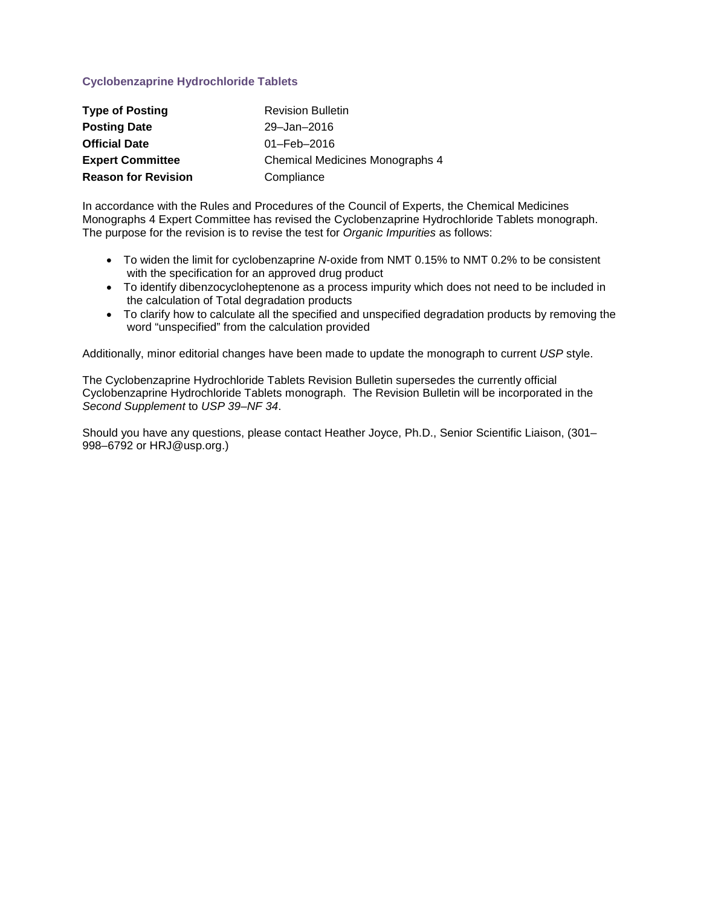## Cyclobenzaprine Hydrochloride Tablets

| | |
|---|---|
| **Type of Posting** | Revision Bulletin |
| **Posting Date** | 29–Jan–2016 |
| **Official Date** | 01–Feb–2016 |
| **Expert Committee** | Chemical Medicines Monographs 4 |
| **Reason for Revision** | Compliance |

In accordance with the Rules and Procedures of the Council of Experts, the Chemical Medicines Monographs 4 Expert Committee has revised the Cyclobenzaprine Hydrochloride Tablets monograph. The purpose for the revision is to revise the test for *Organic Impurities* as follows:

- To widen the limit for cyclobenzaprine *N*-oxide from NMT 0.15% to NMT 0.2% to be consistent with the specification for an approved drug product
- To identify dibenzocycloheptenone as a process impurity which does not need to be included in the calculation of Total degradation products
- To clarify how to calculate all the specified and unspecified degradation products by removing the word "unspecified" from the calculation provided

Additionally, minor editorial changes have been made to update the monograph to current *USP* style.

The Cyclobenzaprine Hydrochloride Tablets Revision Bulletin supersedes the currently official Cyclobenzaprine Hydrochloride Tablets monograph. The Revision Bulletin will be incorporated in the *Second Supplement* to *USP 39–NF 34*.

Should you have any questions, please contact Heather Joyce, Ph.D., Senior Scientific Liaison, (301–998–6792 or HRJ@usp.org.)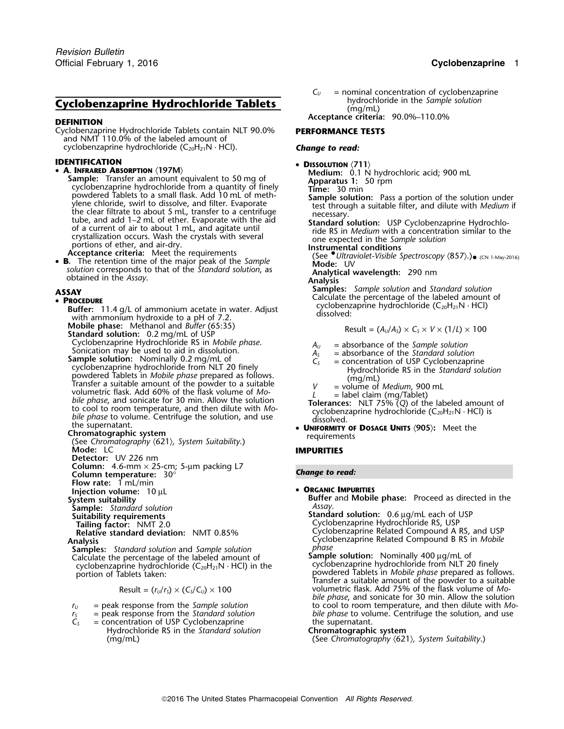# Cyclobenzaprine Hydrochloride Tablets

## DEFINITION

Cyclobenzaprine Hydrochloride Tablets contain NLT 90.0% and NMT 110.0% of the labeled amount of cyclobenzaprine hydrochloride ($C_{20}H_{21}N \cdot HCl$).

## IDENTIFICATION

- **A. Infrared Absorption** ⟨197M⟩

  **Sample:** Transfer an amount equivalent to 50 mg of cyclobenzaprine hydrochloride from a quantity of finely powdered Tablets to a small flask. Add 10 mL of methylene chloride, swirl to dissolve, and filter. Evaporate the clear filtrate to about 5 mL, transfer to a centrifuge tube, and add 1–2 mL of ether. Evaporate with the aid of a current of air to about 1 mL, and agitate until crystallization occurs. Wash the crystals with several portions of ether, and air-dry.

  **Acceptance criteria:** Meet the requirements

- **B.** The retention time of the major peak of the *Sample solution* corresponds to that of the *Standard solution*, as obtained in the *Assay*.

## ASSAY

- **Procedure**

  **Buffer:** 11.4 g/L of ammonium acetate in water. Adjust with ammonium hydroxide to a pH of 7.2.

  **Mobile phase:** Methanol and *Buffer* (65:35)

  **Standard solution:** 0.2 mg/mL of USP Cyclobenzaprine Hydrochloride RS in *Mobile phase*. Sonication may be used to aid in dissolution.

  **Sample solution:** Nominally 0.2 mg/mL of cyclobenzaprine hydrochloride from NLT 20 finely powdered Tablets in *Mobile phase* prepared as follows. Transfer a suitable amount of the powder to a suitable volumetric flask. Add 60% of the flask volume of *Mobile phase*, and sonicate for 30 min. Allow the solution to cool to room temperature, and then dilute with *Mobile phase* to volume. Centrifuge the solution, and use the supernatant.

  **Chromatographic system**

  (See *Chromatography* ⟨621⟩, *System Suitability*.)

  **Mode:** LC

  **Detector:** UV 226 nm

  **Column:** 4.6-mm × 25-cm; 5-µm packing L7

  **Column temperature:** 30°

  **Flow rate:** 1 mL/min

  **Injection volume:** 10 µL

  **System suitability**

  **Sample:** *Standard solution*

  **Suitability requirements**

  **Tailing factor:** NMT 2.0

  **Relative standard deviation:** NMT 0.85%

  **Analysis**

  **Samples:** *Standard solution* and *Sample solution*

  Calculate the percentage of the labeled amount of cyclobenzaprine hydrochloride ($C_{20}H_{21}N \cdot HCl$) in the portion of Tablets taken:

  $$\text{Result} = (r_U/r_S) \times (C_S/C_U) \times 100$$

  $r_U$ = peak response from the *Sample solution*

  $r_S$ = peak response from the *Standard solution*

  $C_S$ = concentration of USP Cyclobenzaprine Hydrochloride RS in the *Standard solution* (mg/mL)

  $C_U$ = nominal concentration of cyclobenzaprine hydrochloride in the *Sample solution* (mg/mL)

  **Acceptance criteria:** 90.0%–110.0%

## PERFORMANCE TESTS

*Change to read:*

- **Dissolution** ⟨711⟩

  **Medium:** 0.1 N hydrochloric acid; 900 mL

  **Apparatus 1:** 50 rpm

  **Time:** 30 min

  **Sample solution:** Pass a portion of the solution under test through a suitable filter, and dilute with *Medium* if necessary.

  **Standard solution:** USP Cyclobenzaprine Hydrochloride RS in *Medium* with a concentration similar to the one expected in the *Sample solution*

  **Instrumental conditions**

  (See •*Ultraviolet-Visible Spectroscopy* ⟨857⟩.)• (CN 1-May-2016)

  **Mode:** UV

  **Analytical wavelength:** 290 nm

  **Analysis**

  **Samples:** *Sample solution* and *Standard solution*

  Calculate the percentage of the labeled amount of cyclobenzaprine hydrochloride ($C_{20}H_{21}N \cdot HCl$) dissolved:

  $$\text{Result} = (A_U/A_S) \times C_S \times V \times (1/L) \times 100$$

  $A_U$ = absorbance of the *Sample solution*

  $A_S$ = absorbance of the *Standard solution*

  $C_S$ = concentration of USP Cyclobenzaprine Hydrochloride RS in the *Standard solution* (mg/mL)

  $V$ = volume of *Medium*, 900 mL

  $L$ = label claim (mg/Tablet)

  **Tolerances:** NLT 75% (*Q*) of the labeled amount of cyclobenzaprine hydrochloride ($C_{20}H_{21}N \cdot HCl$) is dissolved.

- **Uniformity of Dosage Units** ⟨905⟩: Meet the requirements

## IMPURITIES

*Change to read:*

- **Organic Impurities**

  **Buffer** and **Mobile phase:** Proceed as directed in the *Assay*.

  **Standard solution:** 0.6 µg/mL each of USP Cyclobenzaprine Hydrochloride RS, USP Cyclobenzaprine Related Compound A RS, and USP Cyclobenzaprine Related Compound B RS in *Mobile phase*

  **Sample solution:** Nominally 400 µg/mL of cyclobenzaprine hydrochloride from NLT 20 finely powdered Tablets in *Mobile phase* prepared as follows. Transfer a suitable amount of the powder to a suitable volumetric flask. Add 75% of the flask volume of *Mobile phase*, and sonicate for 30 min. Allow the solution to cool to room temperature, and then dilute with *Mobile phase* to volume. Centrifuge the solution, and use the supernatant.

  **Chromatographic system**

  (See *Chromatography* ⟨621⟩, *System Suitability*.)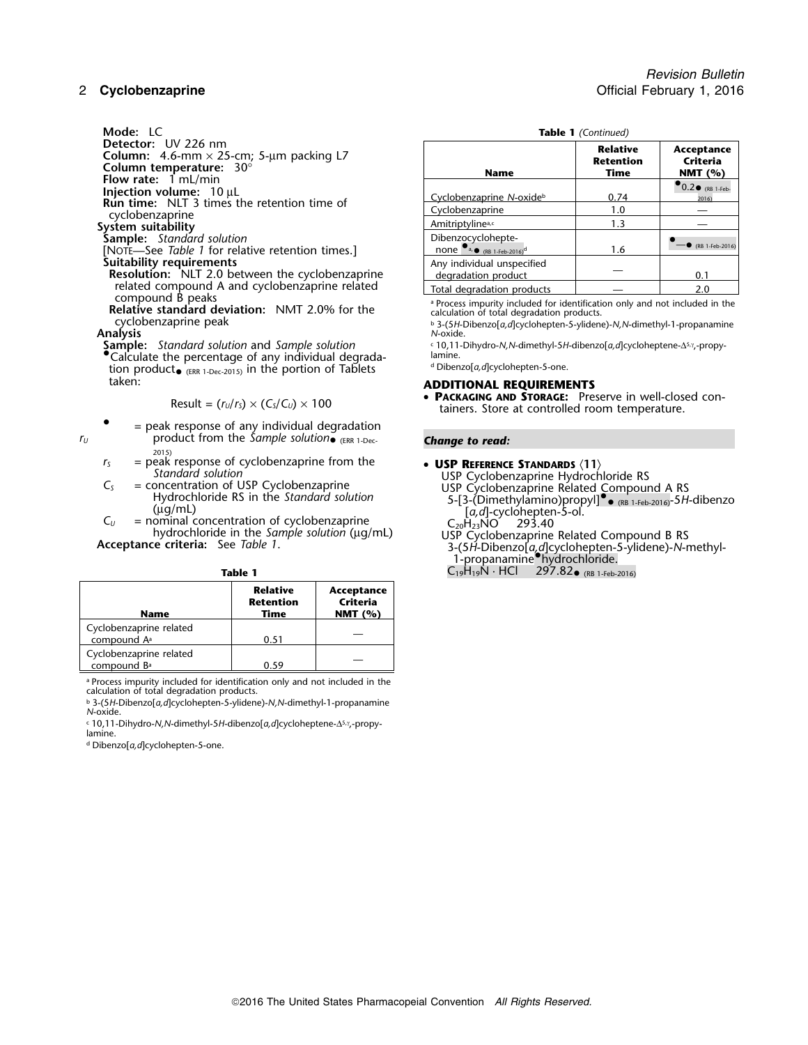**Mode:** LC
**Detector:** UV 226 nm
**Column:** 4.6-mm × 25-cm; 5-µm packing L7
**Column temperature:** 30°
**Flow rate:** 1 mL/min
**Injection volume:** 10 µL
**Run time:** NLT 3 times the retention time of cyclobenzaprine

**System suitability**
**Sample:** *Standard solution*
[NOTE—See *Table 1* for relative retention times.]
**Suitability requirements**
**Resolution:** NLT 2.0 between the cyclobenzaprine related compound A and cyclobenzaprine related compound B peaks
**Relative standard deviation:** NMT 2.0% for the cyclobenzaprine peak

**Analysis**
**Sample:** *Standard solution* and *Sample solution*
•Calculate the percentage of any individual degradation product• (ERR 1-Dec-2015) in the portion of Tablets taken:

$$\text{Result} = (r_U/r_S) \times (C_S/C_U) \times 100$$

$r_U$ = •peak response of any individual degradation product from the *Sample solution*• (ERR 1-Dec-2015)
$r_S$ = peak response of cyclobenzaprine from the *Standard solution*
$C_S$ = concentration of USP Cyclobenzaprine Hydrochloride RS in the *Standard solution* (µg/mL)
$C_U$ = nominal concentration of cyclobenzaprine hydrochloride in the *Sample solution* (µg/mL)

**Acceptance criteria:** See *Table 1*.

**Table 1**

| Name | Relative Retention Time | Acceptance Criteria NMT (%) |
|---|---|---|
| Cyclobenzaprine related compound A[a] | 0.51 | — |
| Cyclobenzaprine related compound B[a] | 0.59 | — |
| Cyclobenzaprine *N*-oxide[b] | 0.74 | •0.2• (RB 1-Feb-2016) |
| Cyclobenzaprine | 1.0 | — |
| Amitriptyline[a,c] | 1.3 | — |
| Dibenzocycloheptenone •a,• (RB 1-Feb-2016)[d] | 1.6 | •—• (RB 1-Feb-2016) |
| Any individual unspecified degradation product | — | 0.1 |
| Total degradation products | — | 2.0 |

[a] Process impurity included for identification only and not included in the calculation of total degradation products.
[b] 3-(5*H*-Dibenzo[*a,d*]cyclohepten-5-ylidene)-*N,N*-dimethyl-1-propanamine *N*-oxide.
[c] 10,11-Dihydro-*N,N*-dimethyl-5*H*-dibenzo[*a,d*]cycloheptene-$\Delta^{5,\gamma}$-propylamine.
[d] Dibenzo[*a,d*]cyclohepten-5-one.

## ADDITIONAL REQUIREMENTS

- **PACKAGING AND STORAGE:** Preserve in well-closed containers. Store at controlled room temperature.

*Change to read:*

- **USP REFERENCE STANDARDS ⟨11⟩**
  USP Cyclobenzaprine Hydrochloride RS
  USP Cyclobenzaprine Related Compound A RS
  5-[3-(Dimethylamino)propyl]•• (RB 1-Feb-2016)-5*H*-dibenzo[*a,d*]-cyclohepten-5-ol.
  $C_{20}H_{23}NO$ 293.40
  USP Cyclobenzaprine Related Compound B RS
  3-(5*H*-Dibenzo[*a,d*]cyclohepten-5-ylidene)-*N*-methyl-1-propanamine •hydrochloride.
  $C_{19}H_{19}N \cdot HCl$ 297.82• (RB 1-Feb-2016)